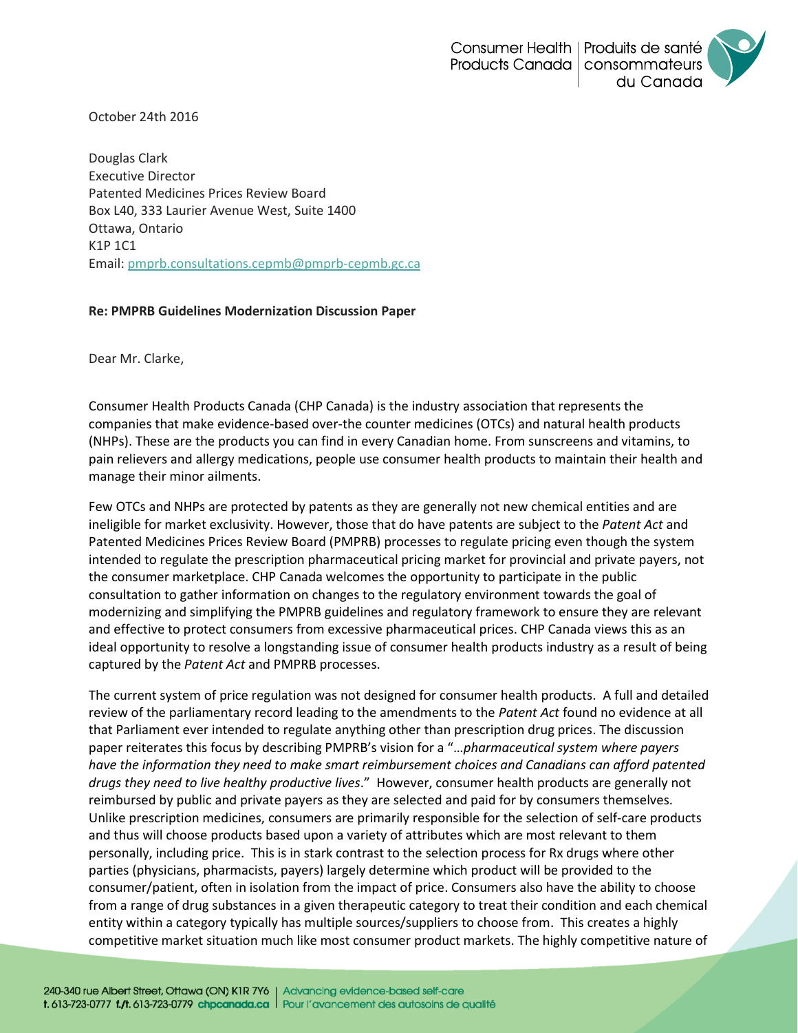October 24th 2016

Douglas Clark
Executive Director
Patented Medicines Prices Review Board
Box L40, 333 Laurier Avenue West, Suite 1400
Ottawa, Ontario
K1P 1C1
Email: pmprb.consultations.cepmb@pmprb-cepmb.gc.ca

**Re: PMPRB Guidelines Modernization Discussion Paper**

Dear Mr. Clarke,

Consumer Health Products Canada (CHP Canada) is the industry association that represents the companies that make evidence-based over-the counter medicines (OTCs) and natural health products (NHPs). These are the products you can find in every Canadian home. From sunscreens and vitamins, to pain relievers and allergy medications, people use consumer health products to maintain their health and manage their minor ailments.

Few OTCs and NHPs are protected by patents as they are generally not new chemical entities and are ineligible for market exclusivity. However, those that do have patents are subject to the *Patent Act* and Patented Medicines Prices Review Board (PMPRB) processes to regulate pricing even though the system intended to regulate the prescription pharmaceutical pricing market for provincial and private payers, not the consumer marketplace. CHP Canada welcomes the opportunity to participate in the public consultation to gather information on changes to the regulatory environment towards the goal of modernizing and simplifying the PMPRB guidelines and regulatory framework to ensure they are relevant and effective to protect consumers from excessive pharmaceutical prices. CHP Canada views this as an ideal opportunity to resolve a longstanding issue of consumer health products industry as a result of being captured by the *Patent Act* and PMPRB processes.

The current system of price regulation was not designed for consumer health products. A full and detailed review of the parliamentary record leading to the amendments to the *Patent Act* found no evidence at all that Parliament ever intended to regulate anything other than prescription drug prices. The discussion paper reiterates this focus by describing PMPRB's vision for a "…*pharmaceutical system where payers have the information they need to make smart reimbursement choices and Canadians can afford patented drugs they need to live healthy productive lives*." However, consumer health products are generally not reimbursed by public and private payers as they are selected and paid for by consumers themselves. Unlike prescription medicines, consumers are primarily responsible for the selection of self-care products and thus will choose products based upon a variety of attributes which are most relevant to them personally, including price. This is in stark contrast to the selection process for Rx drugs where other parties (physicians, pharmacists, payers) largely determine which product will be provided to the consumer/patient, often in isolation from the impact of price. Consumers also have the ability to choose from a range of drug substances in a given therapeutic category to treat their condition and each chemical entity within a category typically has multiple sources/suppliers to choose from. This creates a highly competitive market situation much like most consumer product markets. The highly competitive nature of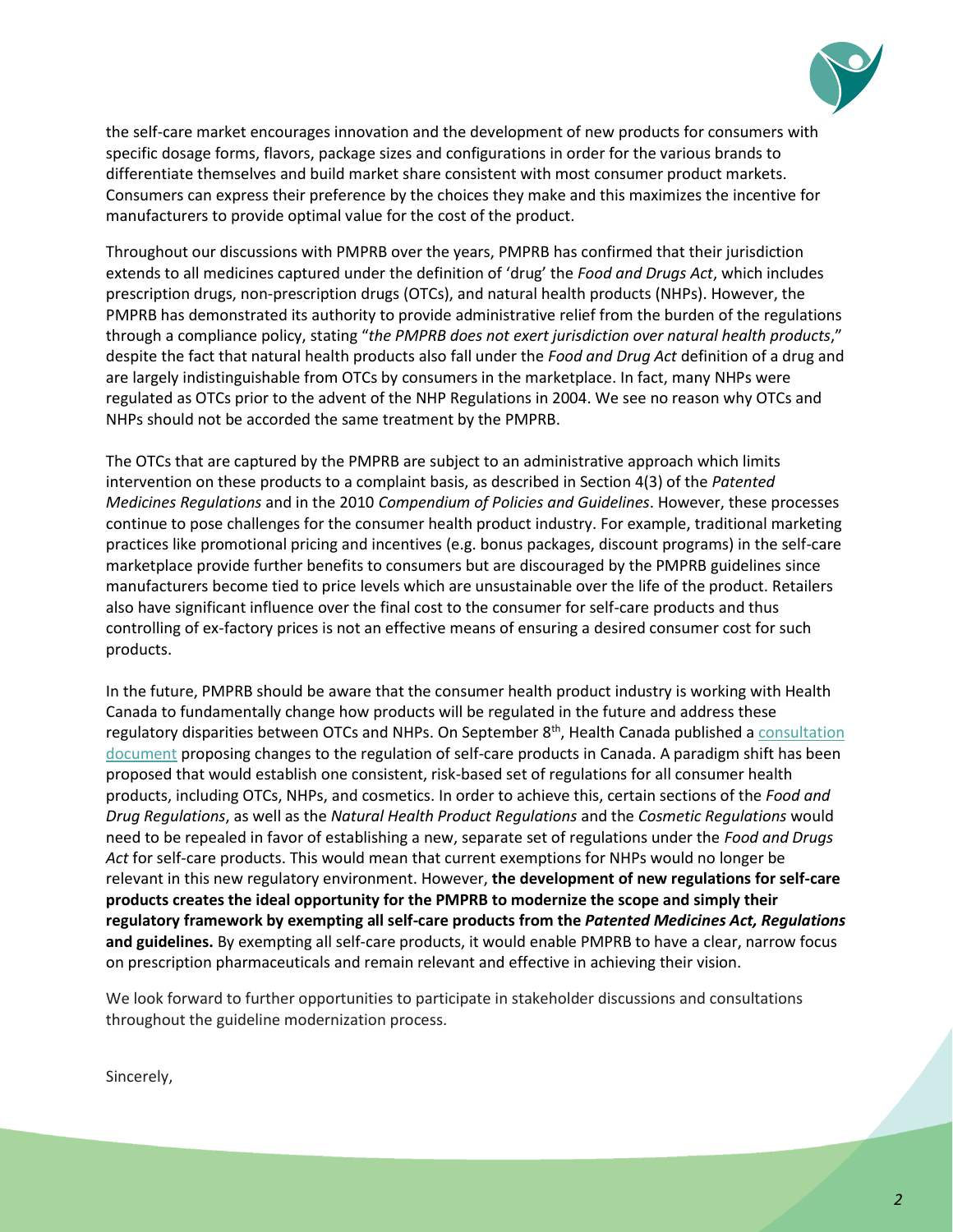the self-care market encourages innovation and the development of new products for consumers with specific dosage forms, flavors, package sizes and configurations in order for the various brands to differentiate themselves and build market share consistent with most consumer product markets. Consumers can express their preference by the choices they make and this maximizes the incentive for manufacturers to provide optimal value for the cost of the product.

Throughout our discussions with PMPRB over the years, PMPRB has confirmed that their jurisdiction extends to all medicines captured under the definition of 'drug' the *Food and Drugs Act*, which includes prescription drugs, non-prescription drugs (OTCs), and natural health products (NHPs). However, the PMPRB has demonstrated its authority to provide administrative relief from the burden of the regulations through a compliance policy, stating "*the PMPRB does not exert jurisdiction over natural health products*," despite the fact that natural health products also fall under the *Food and Drug Act* definition of a drug and are largely indistinguishable from OTCs by consumers in the marketplace. In fact, many NHPs were regulated as OTCs prior to the advent of the NHP Regulations in 2004. We see no reason why OTCs and NHPs should not be accorded the same treatment by the PMPRB.

The OTCs that are captured by the PMPRB are subject to an administrative approach which limits intervention on these products to a complaint basis, as described in Section 4(3) of the *Patented Medicines Regulations* and in the 2010 *Compendium of Policies and Guidelines*. However, these processes continue to pose challenges for the consumer health product industry. For example, traditional marketing practices like promotional pricing and incentives (e.g. bonus packages, discount programs) in the self-care marketplace provide further benefits to consumers but are discouraged by the PMPRB guidelines since manufacturers become tied to price levels which are unsustainable over the life of the product. Retailers also have significant influence over the final cost to the consumer for self-care products and thus controlling of ex-factory prices is not an effective means of ensuring a desired consumer cost for such products.

In the future, PMPRB should be aware that the consumer health product industry is working with Health Canada to fundamentally change how products will be regulated in the future and address these regulatory disparities between OTCs and NHPs. On September 8th, Health Canada published a consultation document proposing changes to the regulation of self-care products in Canada. A paradigm shift has been proposed that would establish one consistent, risk-based set of regulations for all consumer health products, including OTCs, NHPs, and cosmetics. In order to achieve this, certain sections of the *Food and Drug Regulations*, as well as the *Natural Health Product Regulations* and the *Cosmetic Regulations* would need to be repealed in favor of establishing a new, separate set of regulations under the *Food and Drugs Act* for self-care products. This would mean that current exemptions for NHPs would no longer be relevant in this new regulatory environment. However, **the development of new regulations for self-care products creates the ideal opportunity for the PMPRB to modernize the scope and simply their regulatory framework by exempting all self-care products from the *Patented Medicines Act, Regulations* and guidelines.** By exempting all self-care products, it would enable PMPRB to have a clear, narrow focus on prescription pharmaceuticals and remain relevant and effective in achieving their vision.

We look forward to further opportunities to participate in stakeholder discussions and consultations throughout the guideline modernization process.

Sincerely,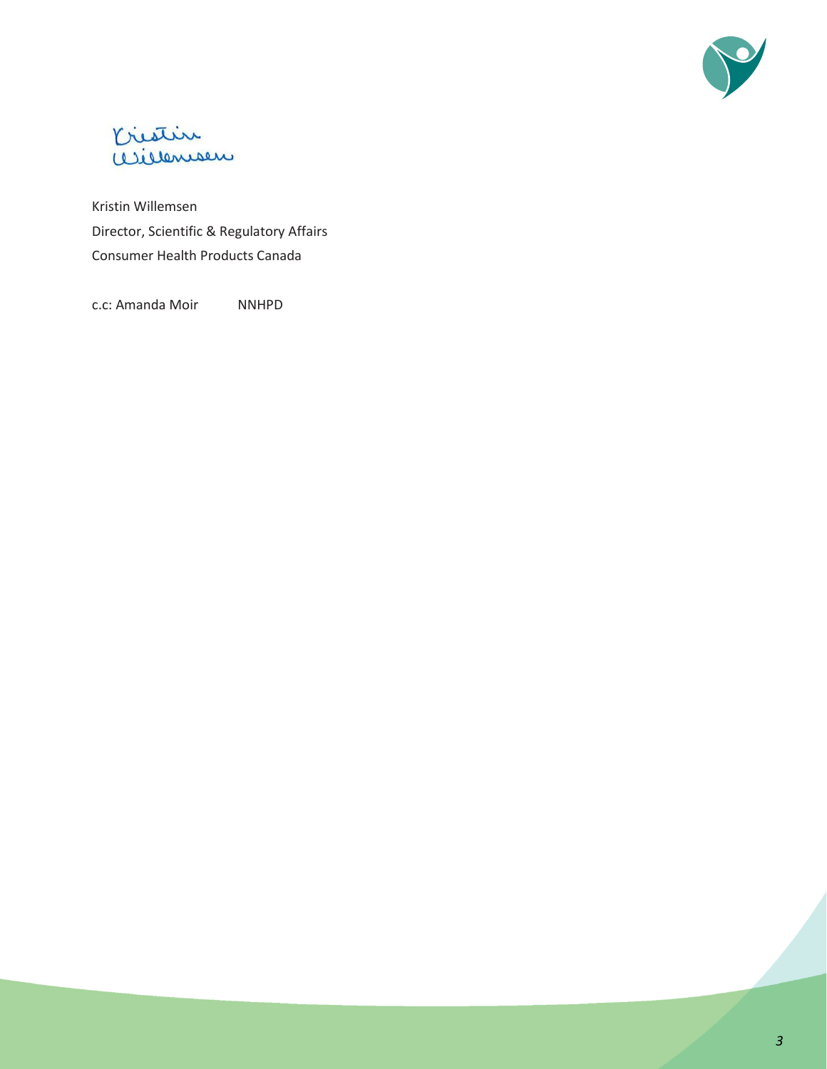Kristin Willemsen

Director, Scientific & Regulatory Affairs

Consumer Health Products Canada

c.c: Amanda Moir NNHPD